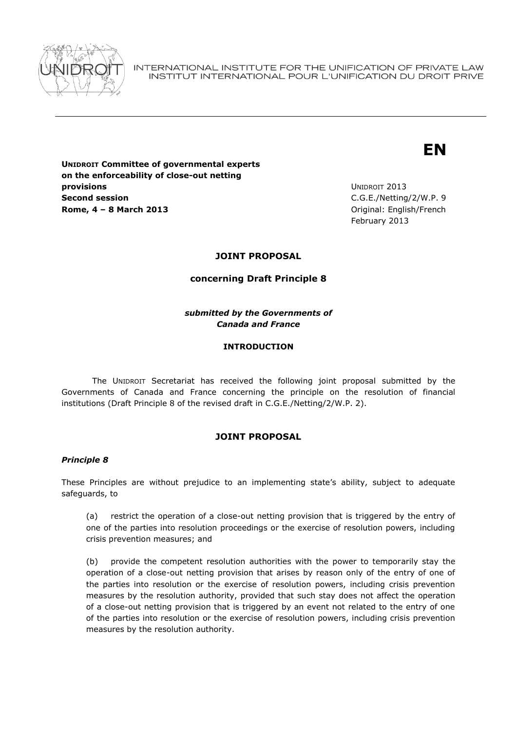INTERNATIONAL INSTITUTE FOR THE UNIFICATION OF PRIVATE LAW
INSTITUT INTERNATIONAL POUR L'UNIFICATION DU DROIT PRIVE

**EN**

**UNIDROIT Committee of governmental experts on the enforceability of close-out netting provisions**
**Second session**
**Rome, 4 – 8 March 2013**

UNIDROIT 2013
C.G.E./Netting/2/W.P. 9
Original: English/French
February 2013

## JOINT PROPOSAL

### concerning Draft Principle 8

***submitted by the Governments of Canada and France***

### INTRODUCTION

The UNIDROIT Secretariat has received the following joint proposal submitted by the Governments of Canada and France concerning the principle on the resolution of financial institutions (Draft Principle 8 of the revised draft in C.G.E./Netting/2/W.P. 2).

### JOINT PROPOSAL

***Principle 8***

These Principles are without prejudice to an implementing state's ability, subject to adequate safeguards, to

(a) restrict the operation of a close-out netting provision that is triggered by the entry of one of the parties into resolution proceedings or the exercise of resolution powers, including crisis prevention measures; and

(b) provide the competent resolution authorities with the power to temporarily stay the operation of a close-out netting provision that arises by reason only of the entry of one of the parties into resolution or the exercise of resolution powers, including crisis prevention measures by the resolution authority, provided that such stay does not affect the operation of a close-out netting provision that is triggered by an event not related to the entry of one of the parties into resolution or the exercise of resolution powers, including crisis prevention measures by the resolution authority.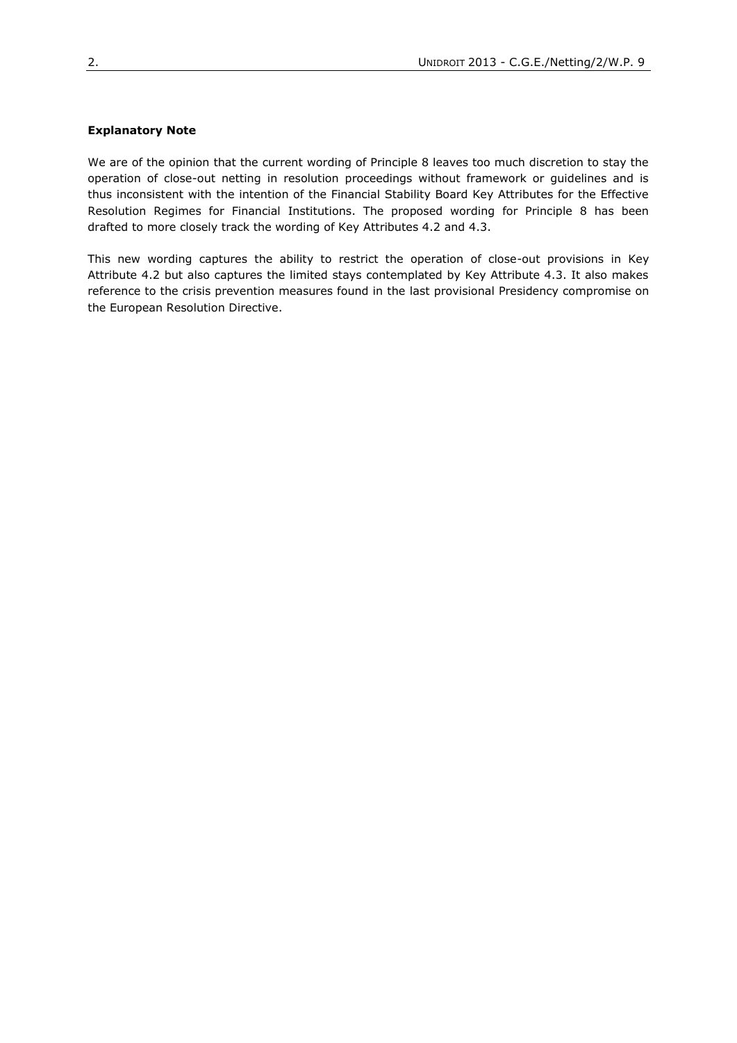**Explanatory Note**

We are of the opinion that the current wording of Principle 8 leaves too much discretion to stay the operation of close-out netting in resolution proceedings without framework or guidelines and is thus inconsistent with the intention of the Financial Stability Board Key Attributes for the Effective Resolution Regimes for Financial Institutions. The proposed wording for Principle 8 has been drafted to more closely track the wording of Key Attributes 4.2 and 4.3.

This new wording captures the ability to restrict the operation of close-out provisions in Key Attribute 4.2 but also captures the limited stays contemplated by Key Attribute 4.3. It also makes reference to the crisis prevention measures found in the last provisional Presidency compromise on the European Resolution Directive.